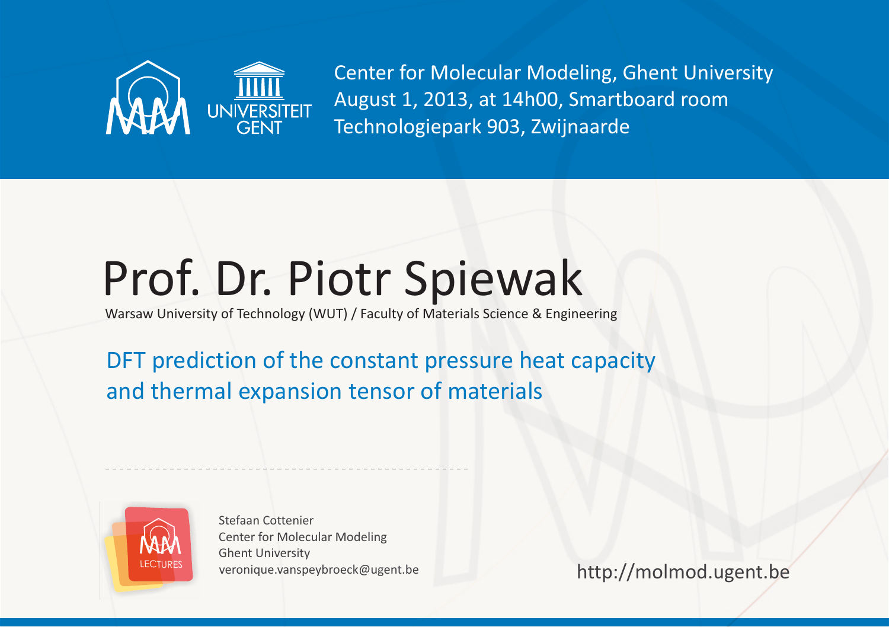Center for Molecular Modeling, Ghent University
August 1, 2013, at 14h00, Smartboard room
Technologiepark 903, Zwijnaarde

# Prof. Dr. Piotr Spiewak

Warsaw University of Technology (WUT) / Faculty of Materials Science & Engineering

## DFT prediction of the constant pressure heat capacity and thermal expansion tensor of materials

---

Stefaan Cottenier
Center for Molecular Modeling
Ghent University
veronique.vanspeybroeck@ugent.be

http://molmod.ugent.be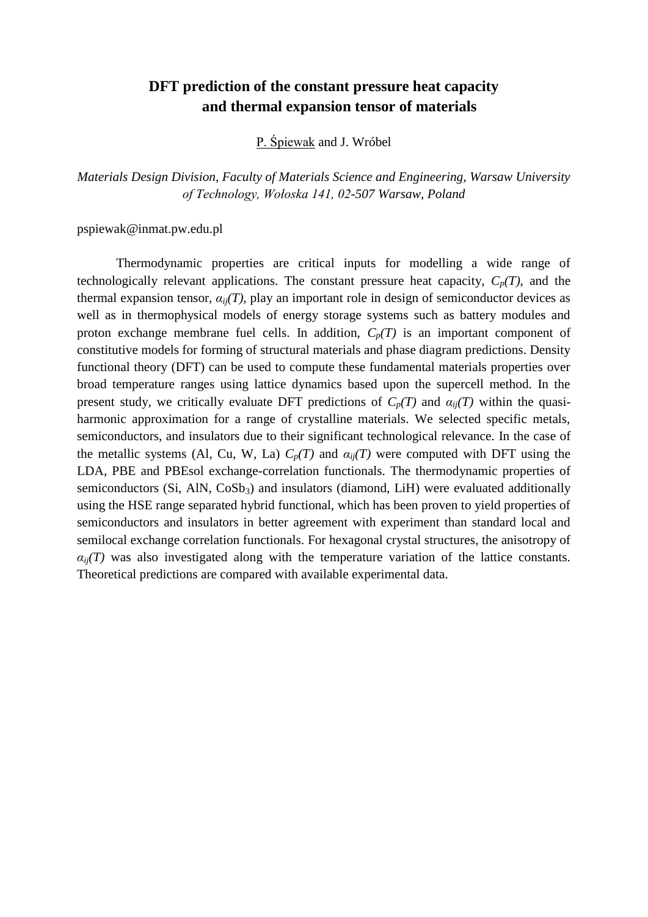# DFT prediction of the constant pressure heat capacity and thermal expansion tensor of materials

P. Śpiewak and J. Wróbel

*Materials Design Division, Faculty of Materials Science and Engineering, Warsaw University of Technology, Wołoska 141, 02-507 Warsaw, Poland*

pspiewak@inmat.pw.edu.pl

Thermodynamic properties are critical inputs for modelling a wide range of technologically relevant applications. The constant pressure heat capacity, $C_p(T)$, and the thermal expansion tensor, $\alpha_{ij}(T)$, play an important role in design of semiconductor devices as well as in thermophysical models of energy storage systems such as battery modules and proton exchange membrane fuel cells. In addition, $C_p(T)$ is an important component of constitutive models for forming of structural materials and phase diagram predictions. Density functional theory (DFT) can be used to compute these fundamental materials properties over broad temperature ranges using lattice dynamics based upon the supercell method. In the present study, we critically evaluate DFT predictions of $C_p(T)$ and $\alpha_{ij}(T)$ within the quasi-harmonic approximation for a range of crystalline materials. We selected specific metals, semiconductors, and insulators due to their significant technological relevance. In the case of the metallic systems (Al, Cu, W, La) $C_p(T)$ and $\alpha_{ij}(T)$ were computed with DFT using the LDA, PBE and PBEsol exchange-correlation functionals. The thermodynamic properties of semiconductors (Si, AlN, $CoSb_3$) and insulators (diamond, LiH) were evaluated additionally using the HSE range separated hybrid functional, which has been proven to yield properties of semiconductors and insulators in better agreement with experiment than standard local and semilocal exchange correlation functionals. For hexagonal crystal structures, the anisotropy of $\alpha_{ij}(T)$ was also investigated along with the temperature variation of the lattice constants. Theoretical predictions are compared with available experimental data.